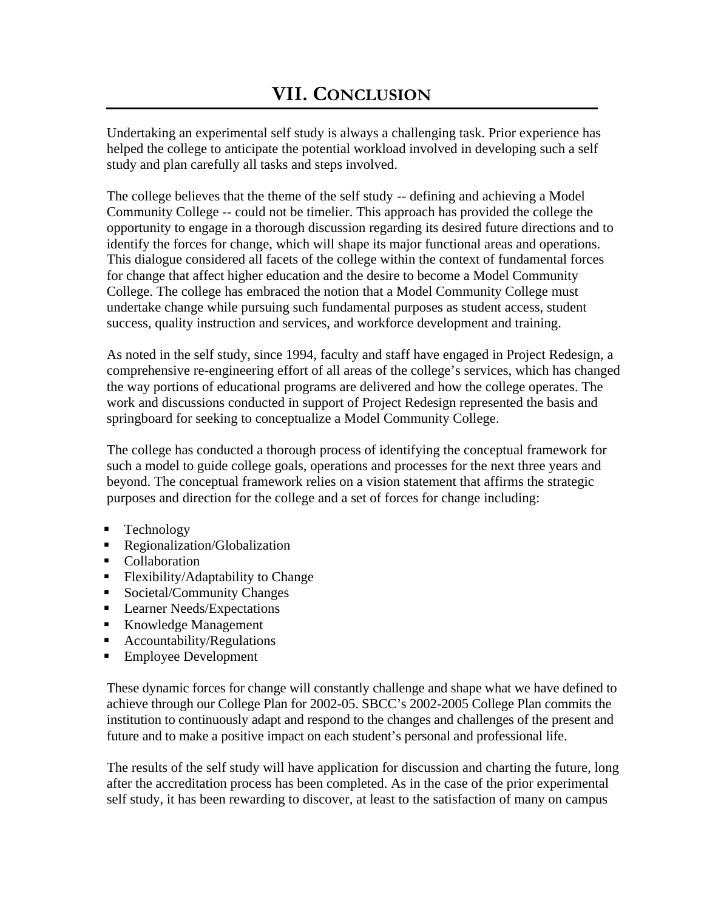# VII. CONCLUSION

Undertaking an experimental self study is always a challenging task. Prior experience has helped the college to anticipate the potential workload involved in developing such a self study and plan carefully all tasks and steps involved.

The college believes that the theme of the self study -- defining and achieving a Model Community College -- could not be timelier. This approach has provided the college the opportunity to engage in a thorough discussion regarding its desired future directions and to identify the forces for change, which will shape its major functional areas and operations. This dialogue considered all facets of the college within the context of fundamental forces for change that affect higher education and the desire to become a Model Community College. The college has embraced the notion that a Model Community College must undertake change while pursuing such fundamental purposes as student access, student success, quality instruction and services, and workforce development and training.

As noted in the self study, since 1994, faculty and staff have engaged in Project Redesign, a comprehensive re-engineering effort of all areas of the college's services, which has changed the way portions of educational programs are delivered and how the college operates. The work and discussions conducted in support of Project Redesign represented the basis and springboard for seeking to conceptualize a Model Community College.

The college has conducted a thorough process of identifying the conceptual framework for such a model to guide college goals, operations and processes for the next three years and beyond. The conceptual framework relies on a vision statement that affirms the strategic purposes and direction for the college and a set of forces for change including:

- Technology
- Regionalization/Globalization
- Collaboration
- Flexibility/Adaptability to Change
- Societal/Community Changes
- Learner Needs/Expectations
- Knowledge Management
- Accountability/Regulations
- Employee Development

These dynamic forces for change will constantly challenge and shape what we have defined to achieve through our College Plan for 2002-05. SBCC's 2002-2005 College Plan commits the institution to continuously adapt and respond to the changes and challenges of the present and future and to make a positive impact on each student's personal and professional life.

The results of the self study will have application for discussion and charting the future, long after the accreditation process has been completed. As in the case of the prior experimental self study, it has been rewarding to discover, at least to the satisfaction of many on campus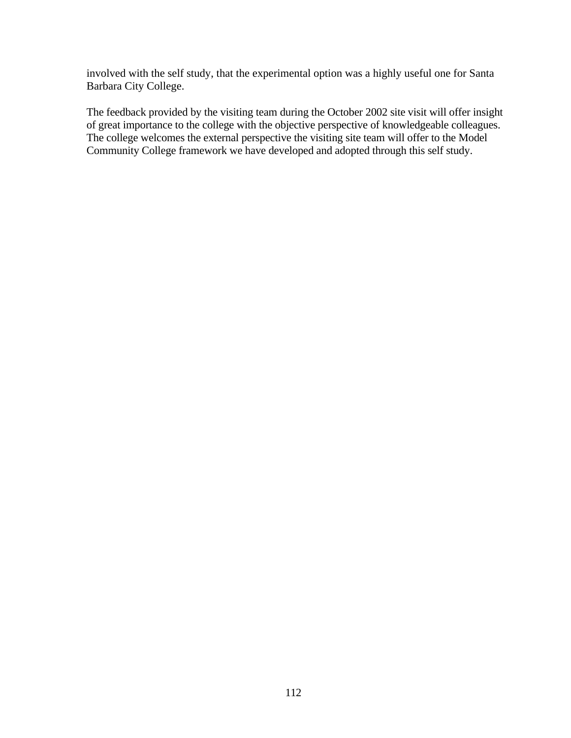involved with the self study, that the experimental option was a highly useful one for Santa Barbara City College.

The feedback provided by the visiting team during the October 2002 site visit will offer insight of great importance to the college with the objective perspective of knowledgeable colleagues. The college welcomes the external perspective the visiting site team will offer to the Model Community College framework we have developed and adopted through this self study.